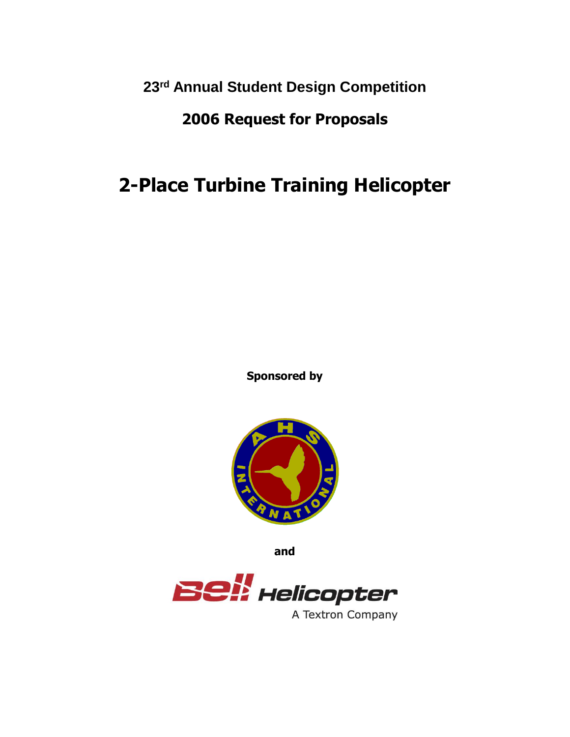**23rd Annual Student Design Competition**

**2006 Request for Proposals**

# 2-Place Turbine Training Helicopter

**Sponsored by**

**and**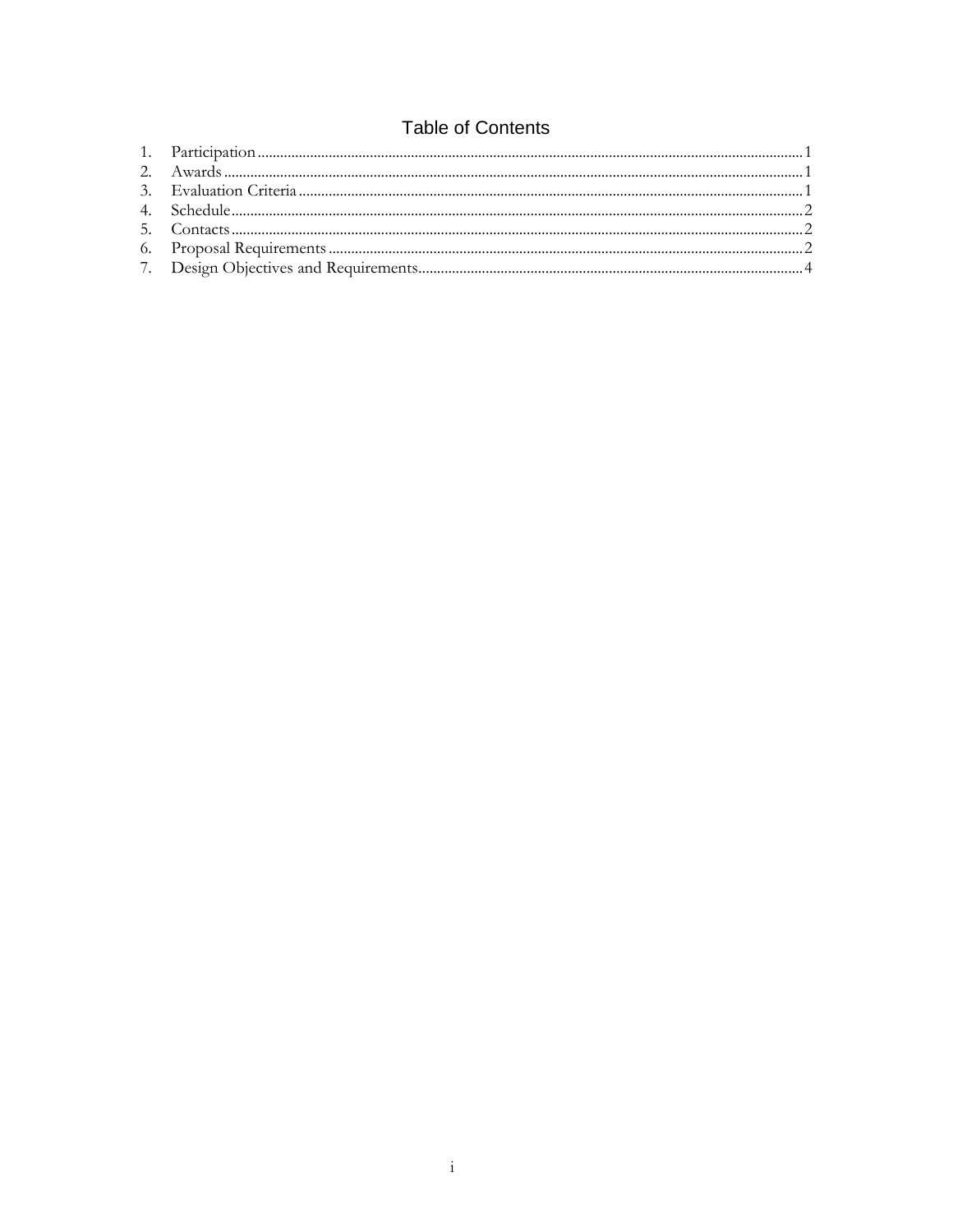# Table of Contents

1. Participation ........................................................................................................ 1
2. Awards ................................................................................................................ 1
3. Evaluation Criteria ............................................................................................... 1
4. Schedule .............................................................................................................. 2
5. Contacts ............................................................................................................... 2
6. Proposal Requirements ....................................................................................... 2
7. Design Objectives and Requirements .................................................................. 4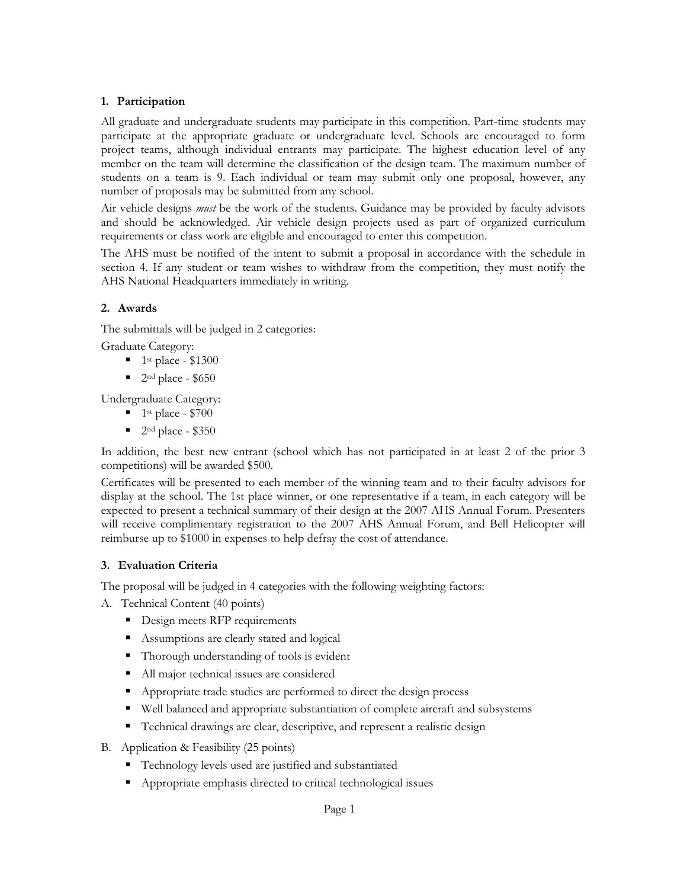## 1. Participation

All graduate and undergraduate students may participate in this competition. Part-time students may participate at the appropriate graduate or undergraduate level. Schools are encouraged to form project teams, although individual entrants may participate. The highest education level of any member on the team will determine the classification of the design team. The maximum number of students on a team is 9. Each individual or team may submit only one proposal, however, any number of proposals may be submitted from any school.

Air vehicle designs *must* be the work of the students. Guidance may be provided by faculty advisors and should be acknowledged. Air vehicle design projects used as part of organized curriculum requirements or class work are eligible and encouraged to enter this competition.

The AHS must be notified of the intent to submit a proposal in accordance with the schedule in section 4. If any student or team wishes to withdraw from the competition, they must notify the AHS National Headquarters immediately in writing.

## 2. Awards

The submittals will be judged in 2 categories:

Graduate Category:

- 1st place - $1300
- 2nd place - $650

Undergraduate Category:

- 1st place - $700
- 2nd place - $350

In addition, the best new entrant (school which has not participated in at least 2 of the prior 3 competitions) will be awarded $500.

Certificates will be presented to each member of the winning team and to their faculty advisors for display at the school. The 1st place winner, or one representative if a team, in each category will be expected to present a technical summary of their design at the 2007 AHS Annual Forum. Presenters will receive complimentary registration to the 2007 AHS Annual Forum, and Bell Helicopter will reimburse up to $1000 in expenses to help defray the cost of attendance.

## 3. Evaluation Criteria

The proposal will be judged in 4 categories with the following weighting factors:

A. Technical Content (40 points)
   - Design meets RFP requirements
   - Assumptions are clearly stated and logical
   - Thorough understanding of tools is evident
   - All major technical issues are considered
   - Appropriate trade studies are performed to direct the design process
   - Well balanced and appropriate substantiation of complete aircraft and subsystems
   - Technical drawings are clear, descriptive, and represent a realistic design

B. Application & Feasibility (25 points)
   - Technology levels used are justified and substantiated
   - Appropriate emphasis directed to critical technological issues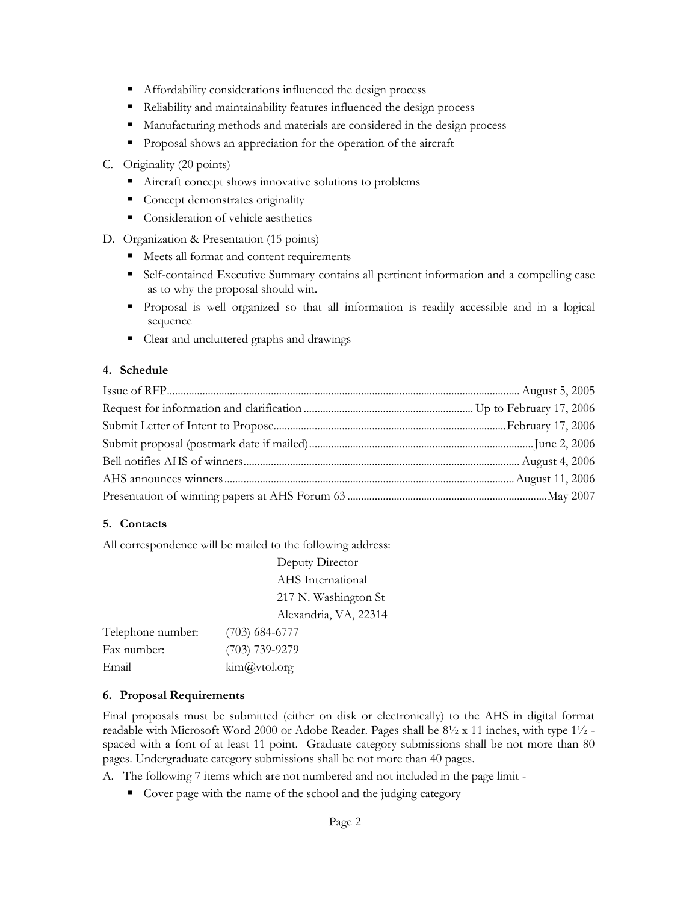- Affordability considerations influenced the design process
- Reliability and maintainability features influenced the design process
- Manufacturing methods and materials are considered in the design process
- Proposal shows an appreciation for the operation of the aircraft

C. Originality (20 points)

- Aircraft concept shows innovative solutions to problems
- Concept demonstrates originality
- Consideration of vehicle aesthetics

D. Organization & Presentation (15 points)

- Meets all format and content requirements
- Self-contained Executive Summary contains all pertinent information and a compelling case as to why the proposal should win.
- Proposal is well organized so that all information is readily accessible and in a logical sequence
- Clear and uncluttered graphs and drawings

### 4. Schedule

| | |
|---|---|
| Issue of RFP | August 5, 2005 |
| Request for information and clarification | Up to February 17, 2006 |
| Submit Letter of Intent to Propose | February 17, 2006 |
| Submit proposal (postmark date if mailed) | June 2, 2006 |
| Bell notifies AHS of winners | August 4, 2006 |
| AHS announces winners | August 11, 2006 |
| Presentation of winning papers at AHS Forum 63 | May 2007 |

### 5. Contacts

All correspondence will be mailed to the following address:

Deputy Director
AHS International
217 N. Washington St
Alexandria, VA, 22314

Telephone number: (703) 684-6777
Fax number: (703) 739-9279
Email kim@vtol.org

### 6. Proposal Requirements

Final proposals must be submitted (either on disk or electronically) to the AHS in digital format readable with Microsoft Word 2000 or Adobe Reader. Pages shall be 8½ x 11 inches, with type 1½ - spaced with a font of at least 11 point. Graduate category submissions shall be not more than 80 pages. Undergraduate category submissions shall be not more than 40 pages.

A. The following 7 items which are not numbered and not included in the page limit -

- Cover page with the name of the school and the judging category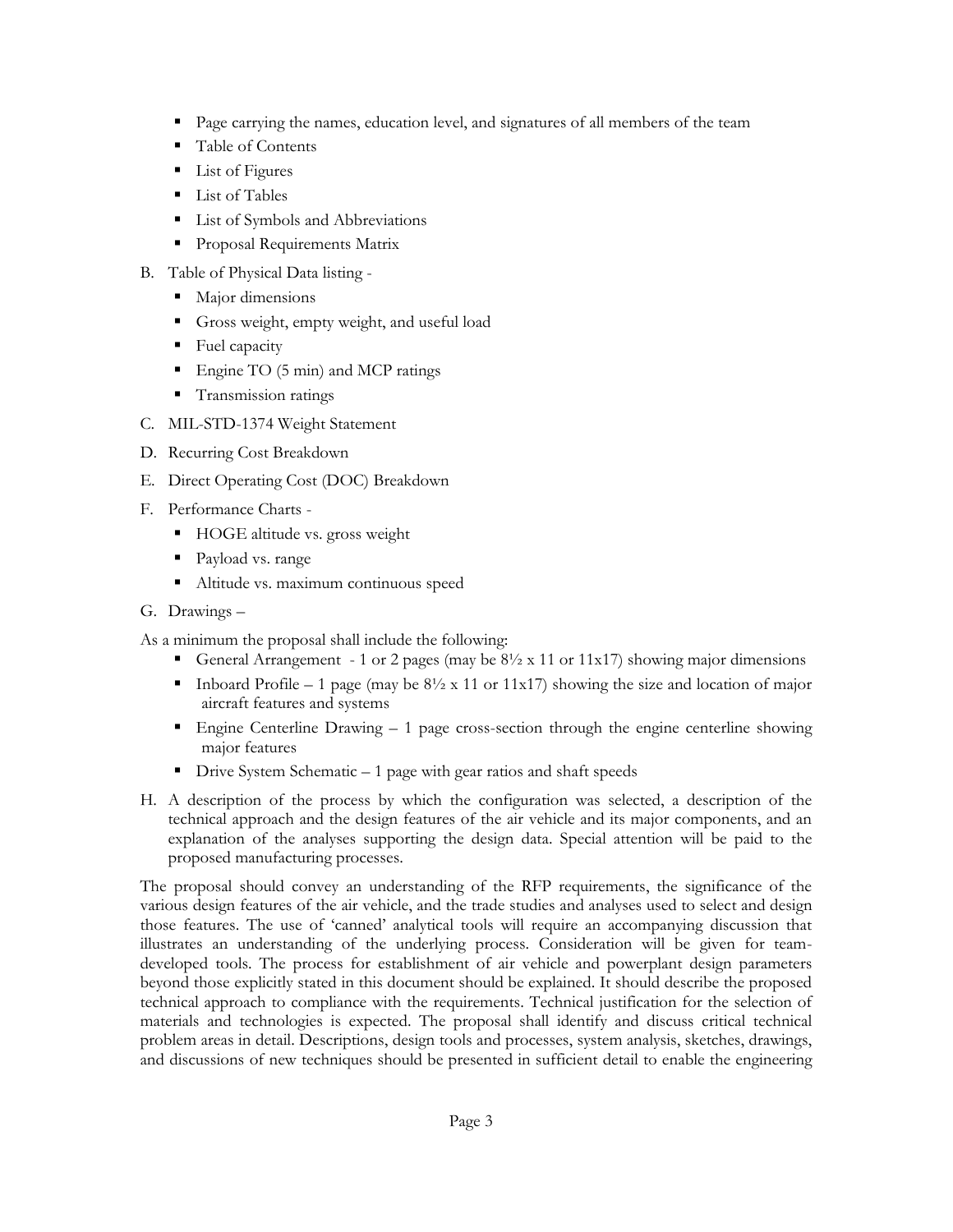- Page carrying the names, education level, and signatures of all members of the team
- Table of Contents
- List of Figures
- List of Tables
- List of Symbols and Abbreviations
- Proposal Requirements Matrix

B. Table of Physical Data listing -
   - Major dimensions
   - Gross weight, empty weight, and useful load
   - Fuel capacity
   - Engine TO (5 min) and MCP ratings
   - Transmission ratings

C. MIL-STD-1374 Weight Statement

D. Recurring Cost Breakdown

E. Direct Operating Cost (DOC) Breakdown

F. Performance Charts -
   - HOGE altitude vs. gross weight
   - Payload vs. range
   - Altitude vs. maximum continuous speed

G. Drawings –

As a minimum the proposal shall include the following:

- General Arrangement - 1 or 2 pages (may be 8½ x 11 or 11x17) showing major dimensions
- Inboard Profile – 1 page (may be 8½ x 11 or 11x17) showing the size and location of major aircraft features and systems
- Engine Centerline Drawing – 1 page cross-section through the engine centerline showing major features
- Drive System Schematic – 1 page with gear ratios and shaft speeds

H. A description of the process by which the configuration was selected, a description of the technical approach and the design features of the air vehicle and its major components, and an explanation of the analyses supporting the design data. Special attention will be paid to the proposed manufacturing processes.

The proposal should convey an understanding of the RFP requirements, the significance of the various design features of the air vehicle, and the trade studies and analyses used to select and design those features. The use of 'canned' analytical tools will require an accompanying discussion that illustrates an understanding of the underlying process. Consideration will be given for team-developed tools. The process for establishment of air vehicle and powerplant design parameters beyond those explicitly stated in this document should be explained. It should describe the proposed technical approach to compliance with the requirements. Technical justification for the selection of materials and technologies is expected. The proposal shall identify and discuss critical technical problem areas in detail. Descriptions, design tools and processes, system analysis, sketches, drawings, and discussions of new techniques should be presented in sufficient detail to enable the engineering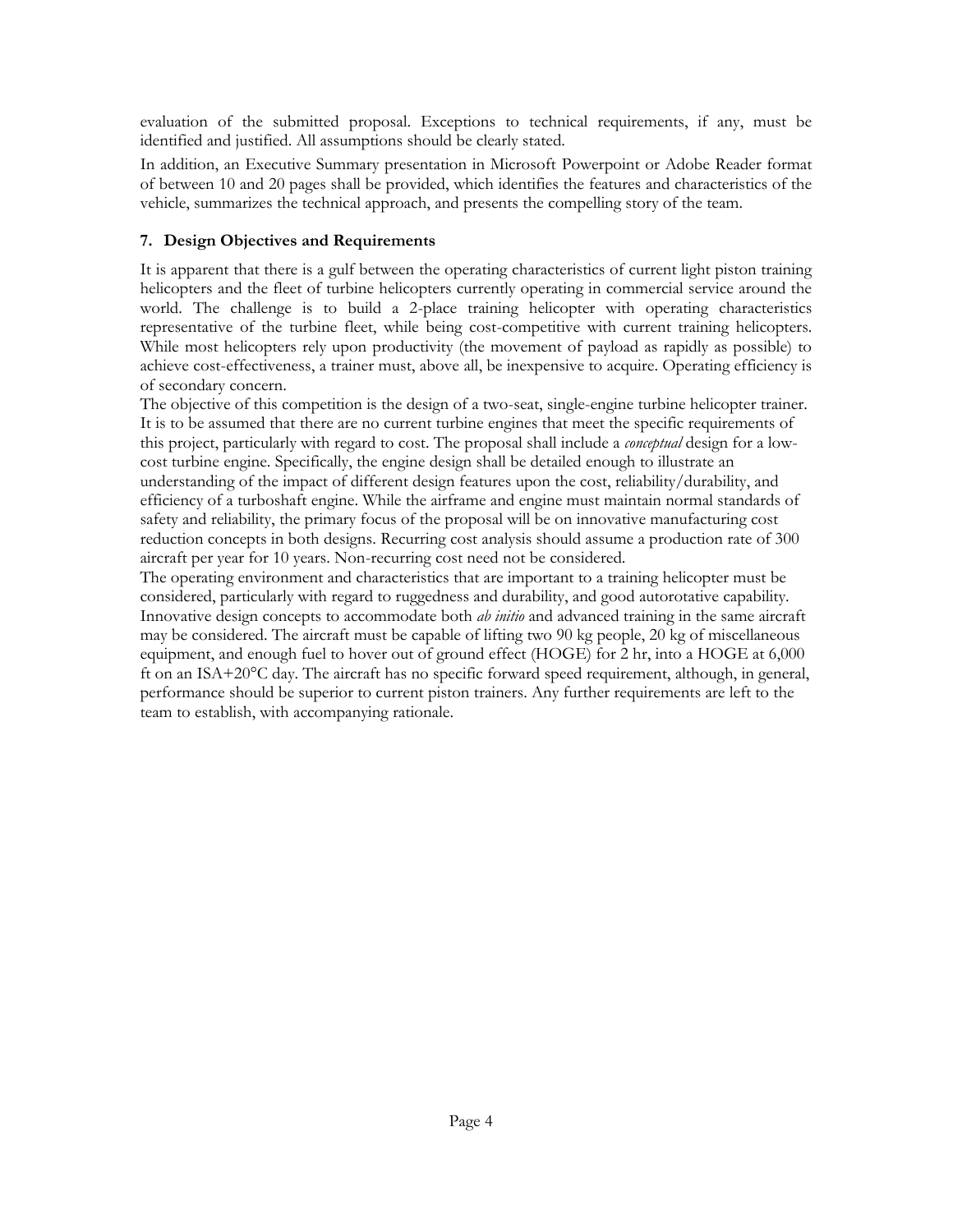evaluation of the submitted proposal. Exceptions to technical requirements, if any, must be identified and justified. All assumptions should be clearly stated.

In addition, an Executive Summary presentation in Microsoft Powerpoint or Adobe Reader format of between 10 and 20 pages shall be provided, which identifies the features and characteristics of the vehicle, summarizes the technical approach, and presents the compelling story of the team.

### 7. Design Objectives and Requirements

It is apparent that there is a gulf between the operating characteristics of current light piston training helicopters and the fleet of turbine helicopters currently operating in commercial service around the world. The challenge is to build a 2-place training helicopter with operating characteristics representative of the turbine fleet, while being cost-competitive with current training helicopters. While most helicopters rely upon productivity (the movement of payload as rapidly as possible) to achieve cost-effectiveness, a trainer must, above all, be inexpensive to acquire. Operating efficiency is of secondary concern.

The objective of this competition is the design of a two-seat, single-engine turbine helicopter trainer. It is to be assumed that there are no current turbine engines that meet the specific requirements of this project, particularly with regard to cost. The proposal shall include a *conceptual* design for a low-cost turbine engine. Specifically, the engine design shall be detailed enough to illustrate an understanding of the impact of different design features upon the cost, reliability/durability, and efficiency of a turboshaft engine. While the airframe and engine must maintain normal standards of safety and reliability, the primary focus of the proposal will be on innovative manufacturing cost reduction concepts in both designs. Recurring cost analysis should assume a production rate of 300 aircraft per year for 10 years. Non-recurring cost need not be considered.

The operating environment and characteristics that are important to a training helicopter must be considered, particularly with regard to ruggedness and durability, and good autorotative capability. Innovative design concepts to accommodate both *ab initio* and advanced training in the same aircraft may be considered. The aircraft must be capable of lifting two 90 kg people, 20 kg of miscellaneous equipment, and enough fuel to hover out of ground effect (HOGE) for 2 hr, into a HOGE at 6,000 ft on an ISA+20°C day. The aircraft has no specific forward speed requirement, although, in general, performance should be superior to current piston trainers. Any further requirements are left to the team to establish, with accompanying rationale.